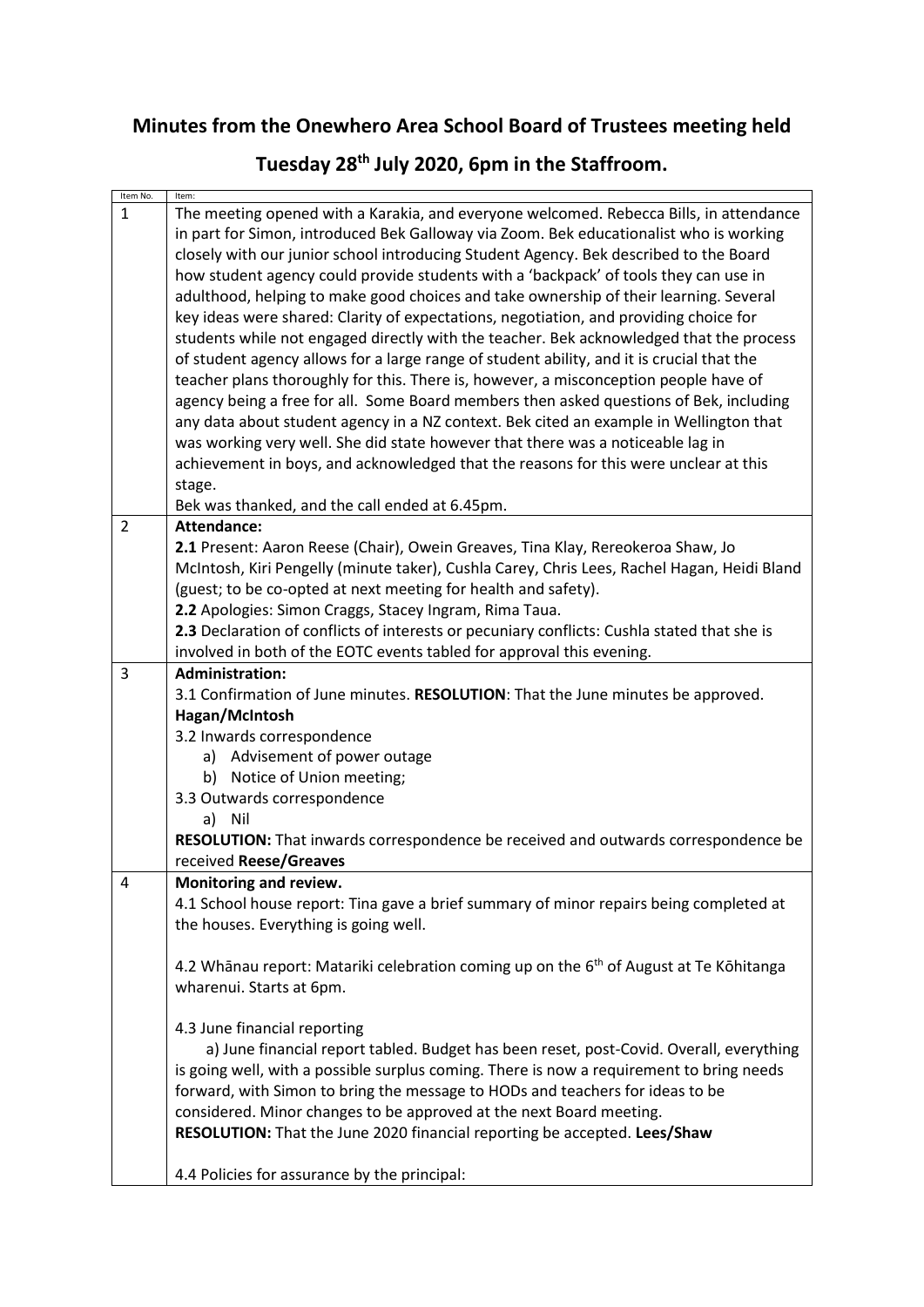# Minutes from the Onewhero Area School Board of Trustees meeting held Tuesday 28th July 2020, 6pm in the Staffroom.

| Item No. | Item: |
| --- | --- |
| 1 | The meeting opened with a Karakia, and everyone welcomed. Rebecca Bills, in attendance in part for Simon, introduced Bek Galloway via Zoom. Bek educationalist who is working closely with our junior school introducing Student Agency. Bek described to the Board how student agency could provide students with a 'backpack' of tools they can use in adulthood, helping to make good choices and take ownership of their learning. Several key ideas were shared: Clarity of expectations, negotiation, and providing choice for students while not engaged directly with the teacher. Bek acknowledged that the process of student agency allows for a large range of student ability, and it is crucial that the teacher plans thoroughly for this. There is, however, a misconception people have of agency being a free for all. Some Board members then asked questions of Bek, including any data about student agency in a NZ context. Bek cited an example in Wellington that was working very well. She did state however that there was a noticeable lag in achievement in boys, and acknowledged that the reasons for this were unclear at this stage.<br>Bek was thanked, and the call ended at 6.45pm. |
| 2 | **Attendance:**<br>**2.1** Present: Aaron Reese (Chair), Owein Greaves, Tina Klay, Rereokeroa Shaw, Jo McIntosh, Kiri Pengelly (minute taker), Cushla Carey, Chris Lees, Rachel Hagan, Heidi Bland (guest; to be co-opted at next meeting for health and safety).<br>**2.2** Apologies: Simon Craggs, Stacey Ingram, Rima Taua.<br>**2.3** Declaration of conflicts of interests or pecuniary conflicts: Cushla stated that she is involved in both of the EOTC events tabled for approval this evening. |
| 3 | **Administration:**<br>3.1 Confirmation of June minutes. **RESOLUTION**: That the June minutes be approved. **Hagan/McIntosh**<br>3.2 Inwards correspondence<br>a) Advisement of power outage<br>b) Notice of Union meeting;<br>3.3 Outwards correspondence<br>a) Nil<br>**RESOLUTION:** That inwards correspondence be received and outwards correspondence be received **Reese/Greaves** |
| 4 | **Monitoring and review.**<br>4.1 School house report: Tina gave a brief summary of minor repairs being completed at the houses. Everything is going well.<br><br>4.2 Whānau report: Matariki celebration coming up on the 6th of August at Te Kōhitanga wharenui. Starts at 6pm.<br><br>4.3 June financial reporting<br>a) June financial report tabled. Budget has been reset, post-Covid. Overall, everything is going well, with a possible surplus coming. There is now a requirement to bring needs forward, with Simon to bring the message to HODs and teachers for ideas to be considered. Minor changes to be approved at the next Board meeting.<br>**RESOLUTION:** That the June 2020 financial reporting be accepted. **Lees/Shaw**<br><br>4.4 Policies for assurance by the principal: |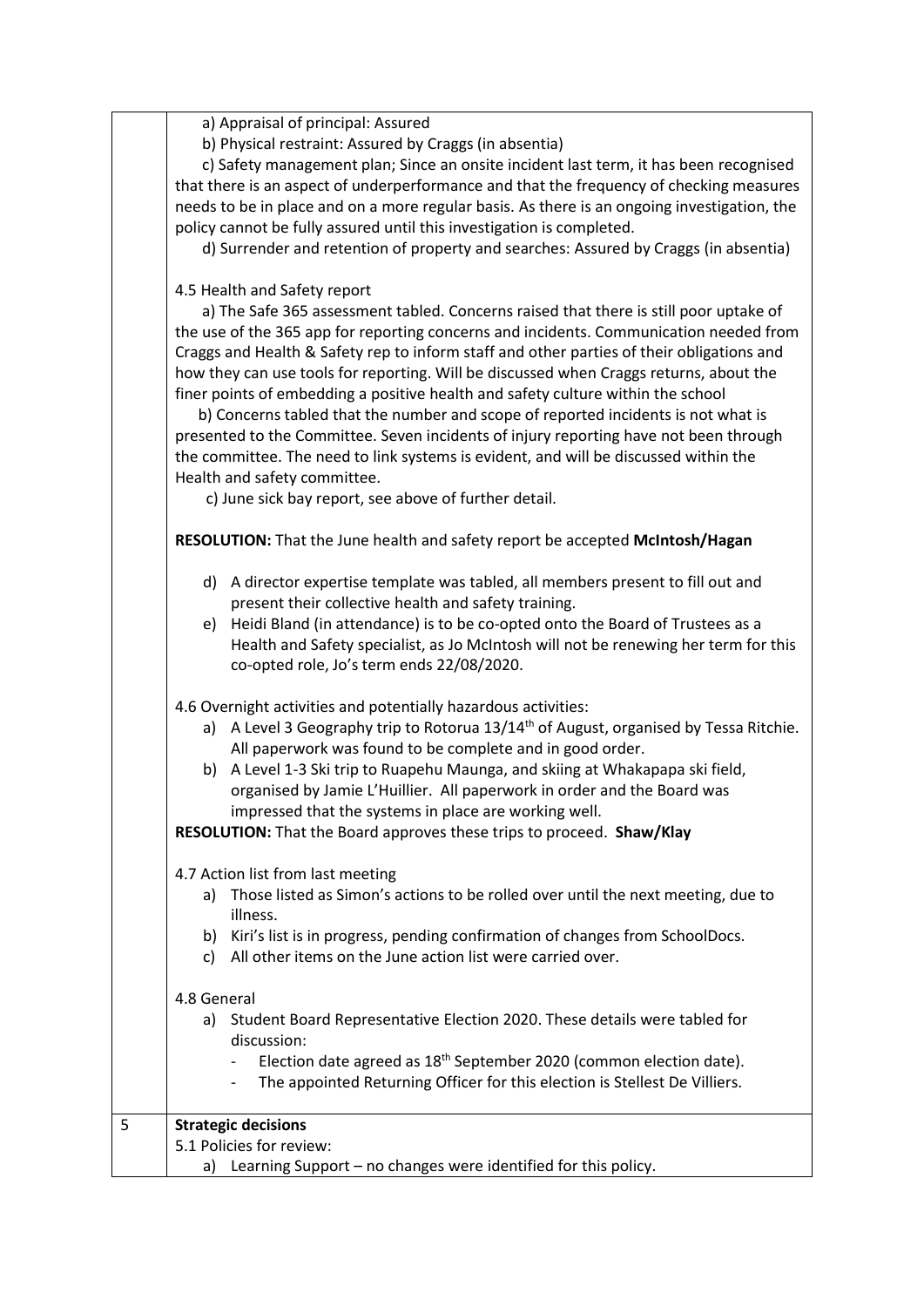|   |   |
|---|---|
|   | a) Appraisal of principal: Assured<br>b) Physical restraint: Assured by Craggs (in absentia)<br>c) Safety management plan; Since an onsite incident last term, it has been recognised that there is an aspect of underperformance and that the frequency of checking measures needs to be in place and on a more regular basis. As there is an ongoing investigation, the policy cannot be fully assured until this investigation is completed.<br>d) Surrender and retention of property and searches: Assured by Craggs (in absentia)<br><br>4.5 Health and Safety report<br>a) The Safe 365 assessment tabled. Concerns raised that there is still poor uptake of the use of the 365 app for reporting concerns and incidents. Communication needed from Craggs and Health & Safety rep to inform staff and other parties of their obligations and how they can use tools for reporting. Will be discussed when Craggs returns, about the finer points of embedding a positive health and safety culture within the school<br>b) Concerns tabled that the number and scope of reported incidents is not what is presented to the Committee. Seven incidents of injury reporting have not been through the committee. The need to link systems is evident, and will be discussed within the Health and safety committee.<br>c) June sick bay report, see above of further detail.<br><br>**RESOLUTION:** That the June health and safety report be accepted **McIntosh/Hagan**<br><br>d) A director expertise template was tabled, all members present to fill out and present their collective health and safety training.<br>e) Heidi Bland (in attendance) is to be co-opted onto the Board of Trustees as a Health and Safety specialist, as Jo McIntosh will not be renewing her term for this co-opted role, Jo's term ends 22/08/2020.<br><br>4.6 Overnight activities and potentially hazardous activities:<br>a) A Level 3 Geography trip to Rotorua 13/14th of August, organised by Tessa Ritchie. All paperwork was found to be complete and in good order.<br>b) A Level 1-3 Ski trip to Ruapehu Maunga, and skiing at Whakapapa ski field, organised by Jamie L'Huillier. All paperwork in order and the Board was impressed that the systems in place are working well.<br>**RESOLUTION:** That the Board approves these trips to proceed. **Shaw/Klay**<br><br>4.7 Action list from last meeting<br>a) Those listed as Simon's actions to be rolled over until the next meeting, due to illness.<br>b) Kiri's list is in progress, pending confirmation of changes from SchoolDocs.<br>c) All other items on the June action list were carried over.<br><br>4.8 General<br>a) Student Board Representative Election 2020. These details were tabled for discussion:<br>- Election date agreed as 18th September 2020 (common election date).<br>- The appointed Returning Officer for this election is Stellest De Villiers. |
| 5 | **Strategic decisions**<br>5.1 Policies for review:<br>a) Learning Support – no changes were identified for this policy. |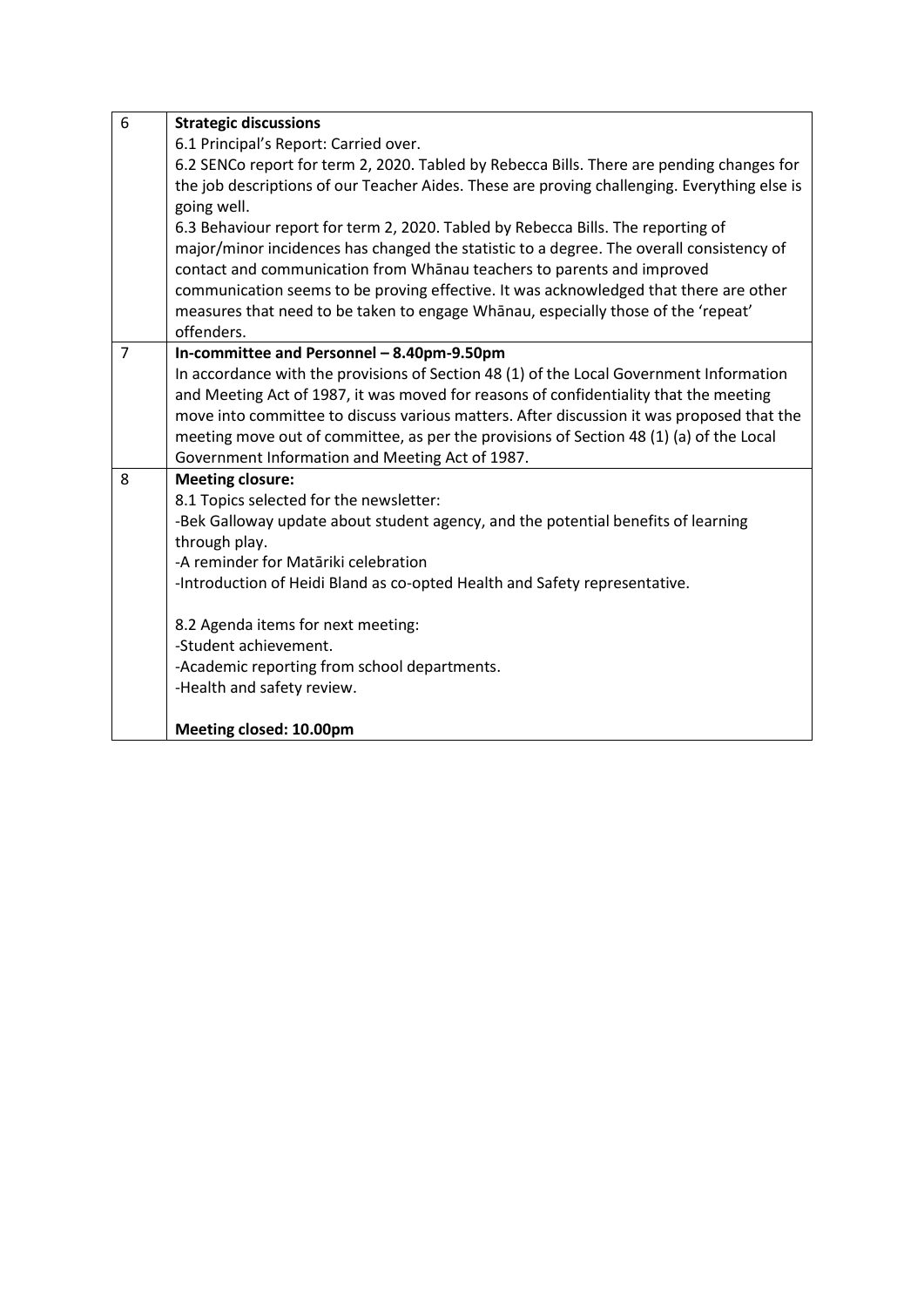| | |
|---|---|
| 6 | **Strategic discussions**<br>6.1 Principal's Report: Carried over.<br>6.2 SENCo report for term 2, 2020. Tabled by Rebecca Bills. There are pending changes for the job descriptions of our Teacher Aides. These are proving challenging. Everything else is going well.<br>6.3 Behaviour report for term 2, 2020. Tabled by Rebecca Bills. The reporting of major/minor incidences has changed the statistic to a degree. The overall consistency of contact and communication from Whānau teachers to parents and improved communication seems to be proving effective. It was acknowledged that there are other measures that need to be taken to engage Whānau, especially those of the 'repeat' offenders. |
| 7 | **In-committee and Personnel – 8.40pm-9.50pm**<br>In accordance with the provisions of Section 48 (1) of the Local Government Information and Meeting Act of 1987, it was moved for reasons of confidentiality that the meeting move into committee to discuss various matters. After discussion it was proposed that the meeting move out of committee, as per the provisions of Section 48 (1) (a) of the Local Government Information and Meeting Act of 1987. |
| 8 | **Meeting closure:**<br>8.1 Topics selected for the newsletter:<br>-Bek Galloway update about student agency, and the potential benefits of learning through play.<br>-A reminder for Matāriki celebration<br>-Introduction of Heidi Bland as co-opted Health and Safety representative.<br><br>8.2 Agenda items for next meeting:<br>-Student achievement.<br>-Academic reporting from school departments.<br>-Health and safety review.<br><br>**Meeting closed: 10.00pm** |